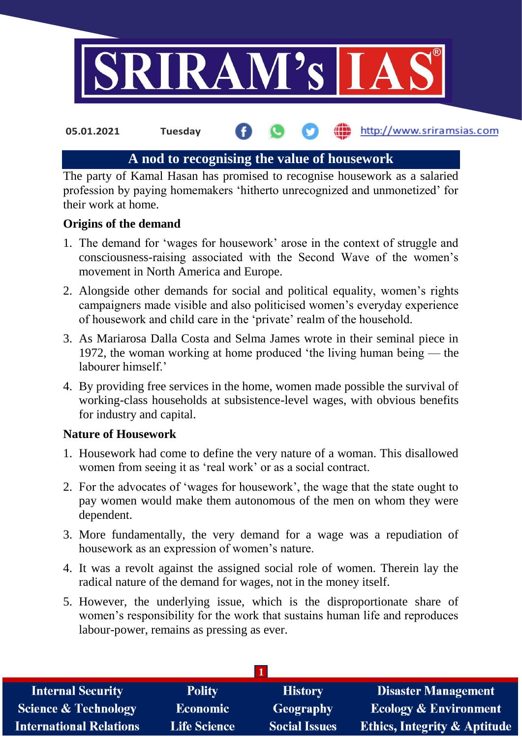05.01.2021 Tuesday http://www.sriramsias.com

# A nod to recognising the value of housework

The party of Kamal Hasan has promised to recognise housework as a salaried profession by paying homemakers 'hitherto unrecognized and unmonetized' for their work at home.

### Origins of the demand

1. The demand for 'wages for housework' arose in the context of struggle and consciousness-raising associated with the Second Wave of the women's movement in North America and Europe.
2. Alongside other demands for social and political equality, women's rights campaigners made visible and also politicised women's everyday experience of housework and child care in the 'private' realm of the household.
3. As Mariarosa Dalla Costa and Selma James wrote in their seminal piece in 1972, the woman working at home produced 'the living human being — the labourer himself.'
4. By providing free services in the home, women made possible the survival of working-class households at subsistence-level wages, with obvious benefits for industry and capital.

### Nature of Housework

1. Housework had come to define the very nature of a woman. This disallowed women from seeing it as 'real work' or as a social contract.
2. For the advocates of 'wages for housework', the wage that the state ought to pay women would make them autonomous of the men on whom they were dependent.
3. More fundamentally, the very demand for a wage was a repudiation of housework as an expression of women's nature.
4. It was a revolt against the assigned social role of women. Therein lay the radical nature of the demand for wages, not in the money itself.
5. However, the underlying issue, which is the disproportionate share of women's responsibility for the work that sustains human life and reproduces labour-power, remains as pressing as ever.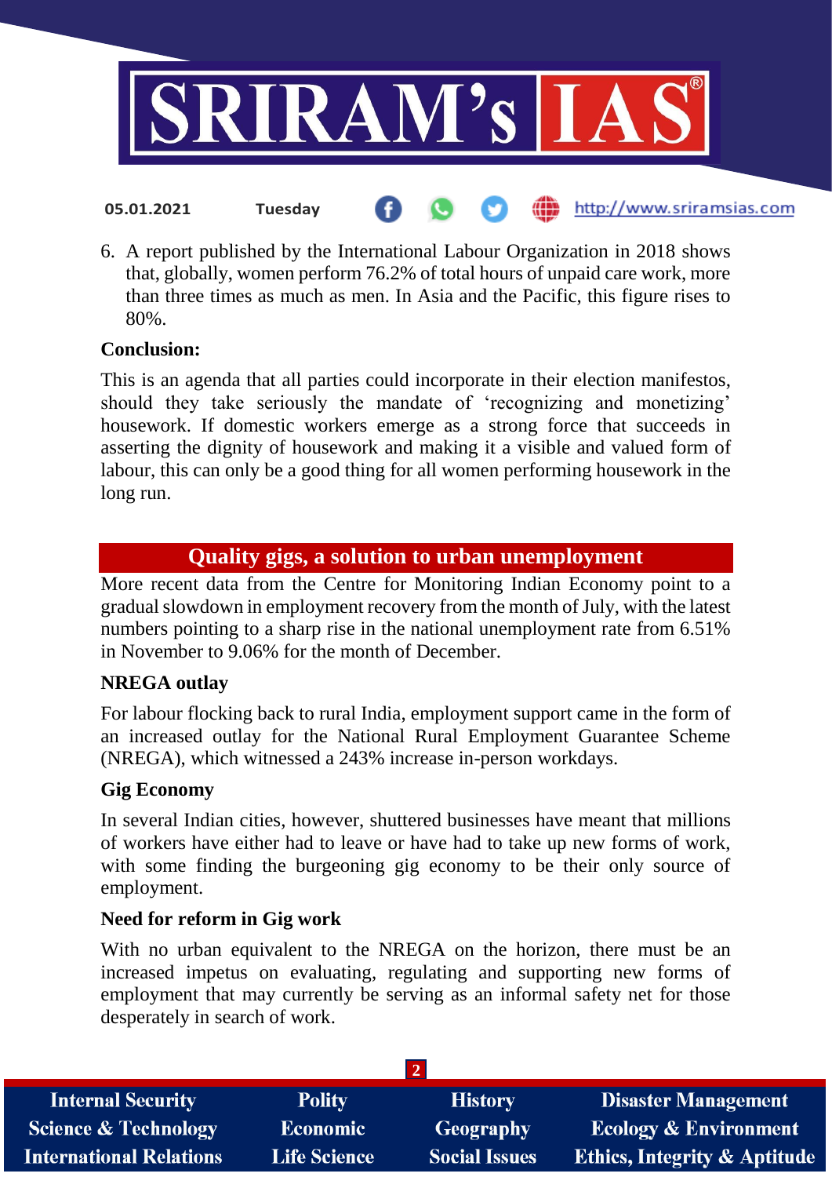6. A report published by the International Labour Organization in 2018 shows that, globally, women perform 76.2% of total hours of unpaid care work, more than three times as much as men. In Asia and the Pacific, this figure rises to 80%.

**Conclusion:**

This is an agenda that all parties could incorporate in their election manifestos, should they take seriously the mandate of 'recognizing and monetizing' housework. If domestic workers emerge as a strong force that succeeds in asserting the dignity of housework and making it a visible and valued form of labour, this can only be a good thing for all women performing housework in the long run.

## Quality gigs, a solution to urban unemployment

More recent data from the Centre for Monitoring Indian Economy point to a gradual slowdown in employment recovery from the month of July, with the latest numbers pointing to a sharp rise in the national unemployment rate from 6.51% in November to 9.06% for the month of December.

**NREGA outlay**

For labour flocking back to rural India, employment support came in the form of an increased outlay for the National Rural Employment Guarantee Scheme (NREGA), which witnessed a 243% increase in-person workdays.

**Gig Economy**

In several Indian cities, however, shuttered businesses have meant that millions of workers have either had to leave or have had to take up new forms of work, with some finding the burgeoning gig economy to be their only source of employment.

**Need for reform in Gig work**

With no urban equivalent to the NREGA on the horizon, there must be an increased impetus on evaluating, regulating and supporting new forms of employment that may currently be serving as an informal safety net for those desperately in search of work.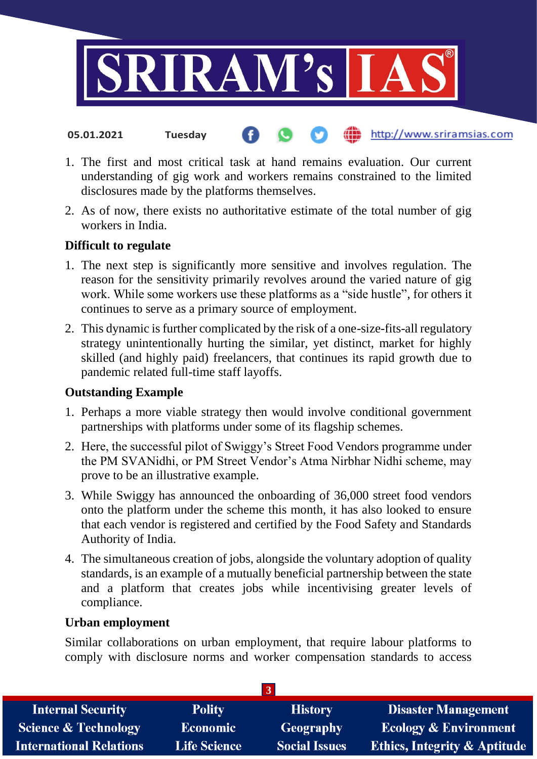1. The first and most critical task at hand remains evaluation. Our current understanding of gig work and workers remains constrained to the limited disclosures made by the platforms themselves.
2. As of now, there exists no authoritative estimate of the total number of gig workers in India.

**Difficult to regulate**

1. The next step is significantly more sensitive and involves regulation. The reason for the sensitivity primarily revolves around the varied nature of gig work. While some workers use these platforms as a "side hustle", for others it continues to serve as a primary source of employment.
2. This dynamic is further complicated by the risk of a one-size-fits-all regulatory strategy unintentionally hurting the similar, yet distinct, market for highly skilled (and highly paid) freelancers, that continues its rapid growth due to pandemic related full-time staff layoffs.

**Outstanding Example**

1. Perhaps a more viable strategy then would involve conditional government partnerships with platforms under some of its flagship schemes.
2. Here, the successful pilot of Swiggy's Street Food Vendors programme under the PM SVANidhi, or PM Street Vendor's Atma Nirbhar Nidhi scheme, may prove to be an illustrative example.
3. While Swiggy has announced the onboarding of 36,000 street food vendors onto the platform under the scheme this month, it has also looked to ensure that each vendor is registered and certified by the Food Safety and Standards Authority of India.
4. The simultaneous creation of jobs, alongside the voluntary adoption of quality standards, is an example of a mutually beneficial partnership between the state and a platform that creates jobs while incentivising greater levels of compliance.

**Urban employment**

Similar collaborations on urban employment, that require labour platforms to comply with disclosure norms and worker compensation standards to access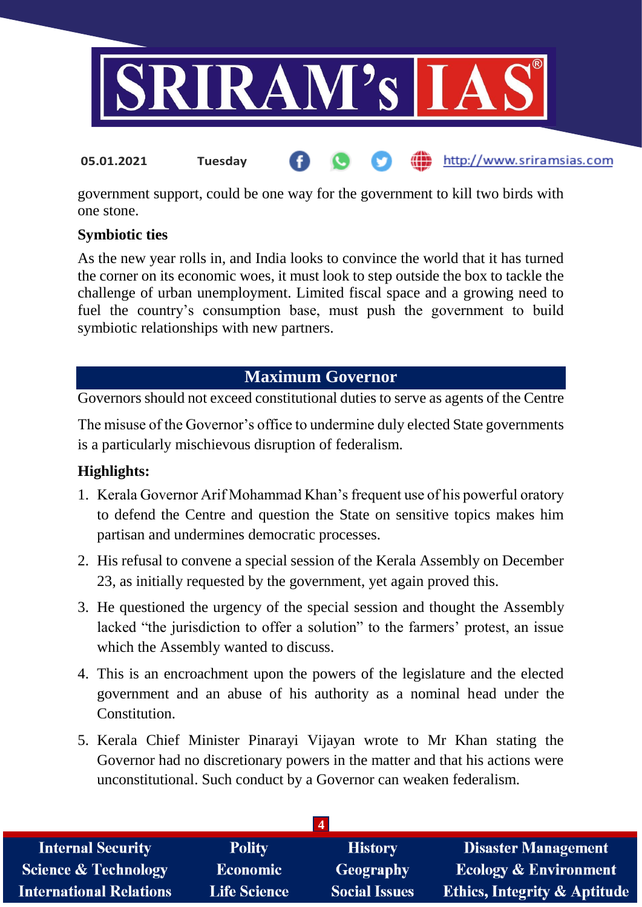government support, could be one way for the government to kill two birds with one stone.

**Symbiotic ties**

As the new year rolls in, and India looks to convince the world that it has turned the corner on its economic woes, it must look to step outside the box to tackle the challenge of urban unemployment. Limited fiscal space and a growing need to fuel the country's consumption base, must push the government to build symbiotic relationships with new partners.

## Maximum Governor

Governors should not exceed constitutional duties to serve as agents of the Centre

The misuse of the Governor's office to undermine duly elected State governments is a particularly mischievous disruption of federalism.

**Highlights:**

1. Kerala Governor Arif Mohammad Khan's frequent use of his powerful oratory to defend the Centre and question the State on sensitive topics makes him partisan and undermines democratic processes.
2. His refusal to convene a special session of the Kerala Assembly on December 23, as initially requested by the government, yet again proved this.
3. He questioned the urgency of the special session and thought the Assembly lacked "the jurisdiction to offer a solution" to the farmers' protest, an issue which the Assembly wanted to discuss.
4. This is an encroachment upon the powers of the legislature and the elected government and an abuse of his authority as a nominal head under the Constitution.
5. Kerala Chief Minister Pinarayi Vijayan wrote to Mr Khan stating the Governor had no discretionary powers in the matter and that his actions were unconstitutional. Such conduct by a Governor can weaken federalism.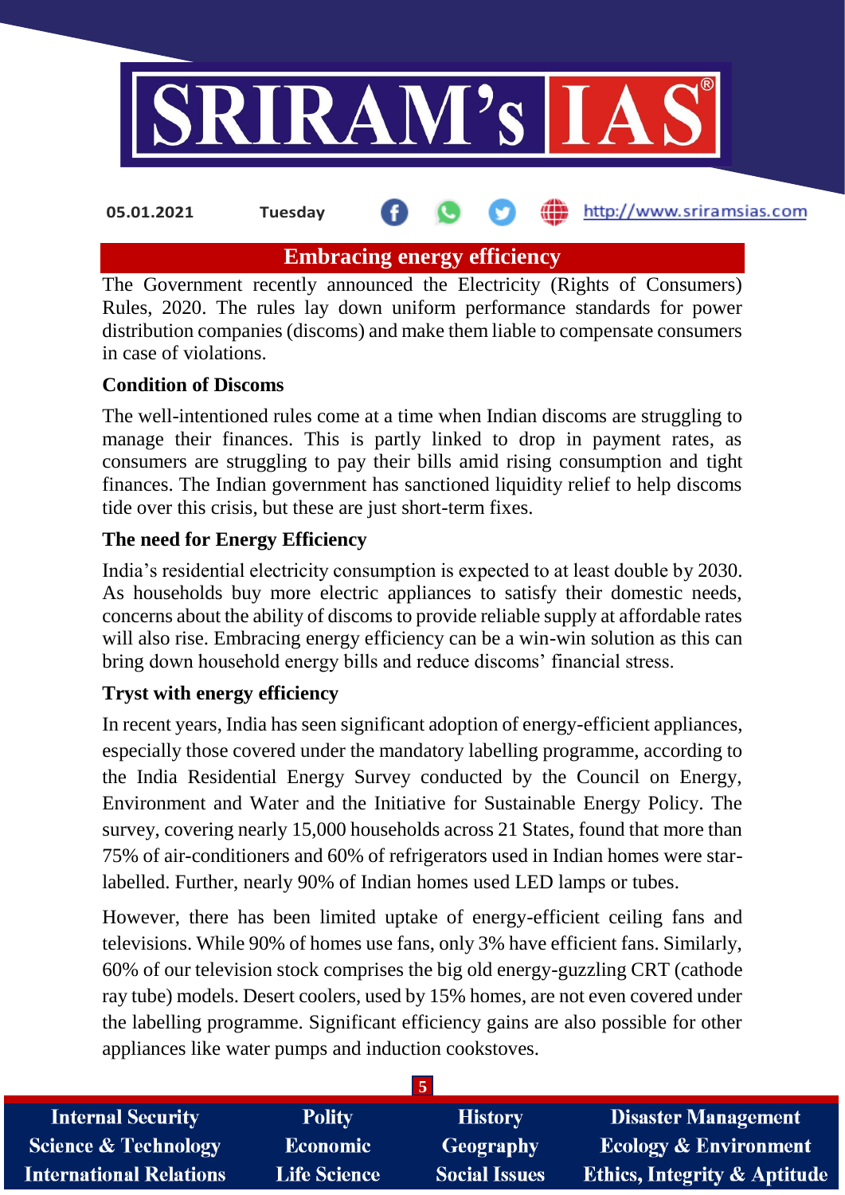## Embracing energy efficiency

The Government recently announced the Electricity (Rights of Consumers) Rules, 2020. The rules lay down uniform performance standards for power distribution companies (discoms) and make them liable to compensate consumers in case of violations.

### Condition of Discoms

The well-intentioned rules come at a time when Indian discoms are struggling to manage their finances. This is partly linked to drop in payment rates, as consumers are struggling to pay their bills amid rising consumption and tight finances. The Indian government has sanctioned liquidity relief to help discoms tide over this crisis, but these are just short-term fixes.

### The need for Energy Efficiency

India's residential electricity consumption is expected to at least double by 2030. As households buy more electric appliances to satisfy their domestic needs, concerns about the ability of discoms to provide reliable supply at affordable rates will also rise. Embracing energy efficiency can be a win-win solution as this can bring down household energy bills and reduce discoms' financial stress.

### Tryst with energy efficiency

In recent years, India has seen significant adoption of energy-efficient appliances, especially those covered under the mandatory labelling programme, according to the India Residential Energy Survey conducted by the Council on Energy, Environment and Water and the Initiative for Sustainable Energy Policy. The survey, covering nearly 15,000 households across 21 States, found that more than 75% of air-conditioners and 60% of refrigerators used in Indian homes were star-labelled. Further, nearly 90% of Indian homes used LED lamps or tubes.

However, there has been limited uptake of energy-efficient ceiling fans and televisions. While 90% of homes use fans, only 3% have efficient fans. Similarly, 60% of our television stock comprises the big old energy-guzzling CRT (cathode ray tube) models. Desert coolers, used by 15% homes, are not even covered under the labelling programme. Significant efficiency gains are also possible for other appliances like water pumps and induction cookstoves.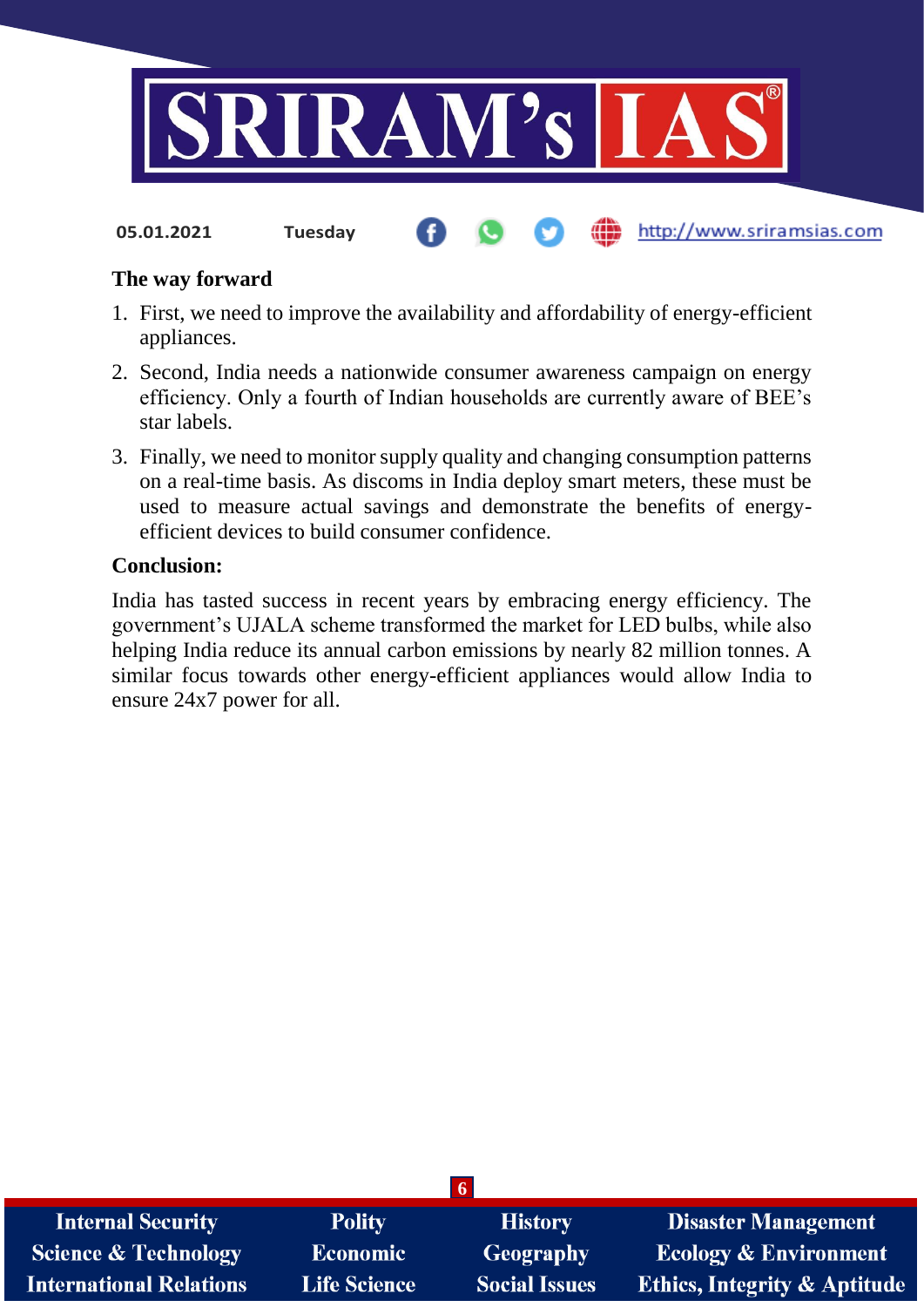### The way forward

1. First, we need to improve the availability and affordability of energy-efficient appliances.
2. Second, India needs a nationwide consumer awareness campaign on energy efficiency. Only a fourth of Indian households are currently aware of BEE's star labels.
3. Finally, we need to monitor supply quality and changing consumption patterns on a real-time basis. As discoms in India deploy smart meters, these must be used to measure actual savings and demonstrate the benefits of energy-efficient devices to build consumer confidence.

### Conclusion:

India has tasted success in recent years by embracing energy efficiency. The government's UJALA scheme transformed the market for LED bulbs, while also helping India reduce its annual carbon emissions by nearly 82 million tonnes. A similar focus towards other energy-efficient appliances would allow India to ensure 24x7 power for all.